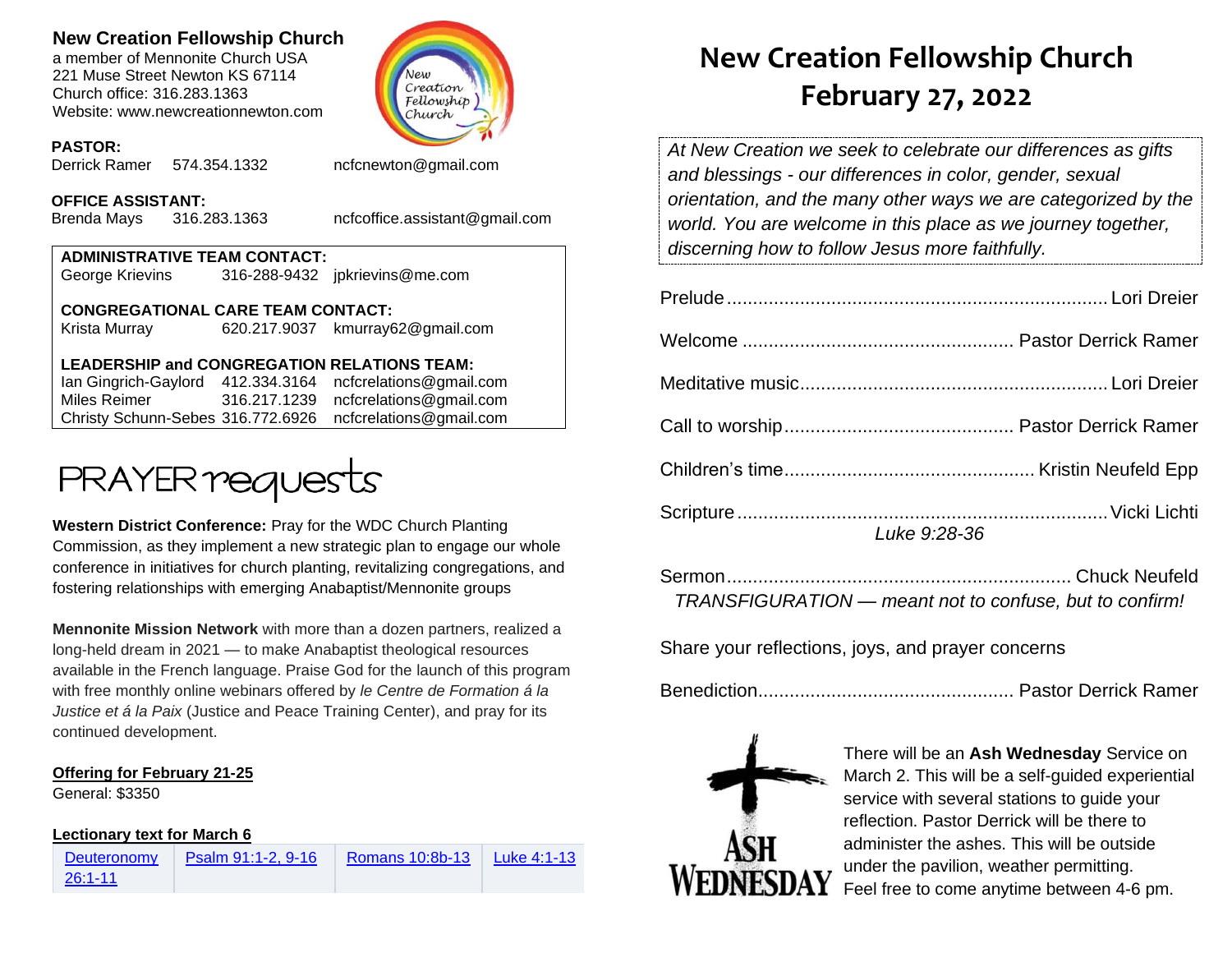**New Creation Fellowship Church**
a member of Mennonite Church USA
221 Muse Street Newton KS 67114
Church office: 316.283.1363
Website: www.newcreationnewton.com

**PASTOR:**
Derrick Ramer 574.354.1332 ncfcnewton@gmail.com

**OFFICE ASSISTANT:**
Brenda Mays 316.283.1363 ncfcoffice.assistant@gmail.com

**ADMINISTRATIVE TEAM CONTACT:**
George Krievins 316-288-9432 jpkrievins@me.com

**CONGREGATIONAL CARE TEAM CONTACT:**
Krista Murray 620.217.9037 kmurray62@gmail.com

**LEADERSHIP and CONGREGATION RELATIONS TEAM:**
Ian Gingrich-Gaylord 412.334.3164 ncfcrelations@gmail.com
Miles Reimer 316.217.1239 ncfcrelations@gmail.com
Christy Schunn-Sebes 316.772.6926 ncfcrelations@gmail.com

## PRAYER requests

**Western District Conference:** Pray for the WDC Church Planting Commission, as they implement a new strategic plan to engage our whole conference in initiatives for church planting, revitalizing congregations, and fostering relationships with emerging Anabaptist/Mennonite groups

**Mennonite Mission Network** with more than a dozen partners, realized a long-held dream in 2021 — to make Anabaptist theological resources available in the French language. Praise God for the launch of this program with free monthly online webinars offered by *le Centre de Formation á la Justice et á la Paix* (Justice and Peace Training Center), and pray for its continued development.

**Offering for February 21-25**
General: $3350

**Lectionary text for March 6**

| Deuteronomy 26:1-11 | Psalm 91:1-2, 9-16 | Romans 10:8b-13 | Luke 4:1-13 |
|---|---|---|---|

# New Creation Fellowship Church
# February 27, 2022

*At New Creation we seek to celebrate our differences as gifts and blessings - our differences in color, gender, sexual orientation, and the many other ways we are categorized by the world. You are welcome in this place as we journey together, discerning how to follow Jesus more faithfully.*

Prelude........................................................................ Lori Dreier

Welcome .................................................... Pastor Derrick Ramer

Meditative music.......................................................... Lori Dreier

Call to worship............................................ Pastor Derrick Ramer

Children's time............................................... Kristin Neufeld Epp

Scripture...................................................................... Vicki Lichti
*Luke 9:28-36*

Sermon................................................................. Chuck Neufeld
*TRANSFIGURATION — meant not to confuse, but to confirm!*

Share your reflections, joys, and prayer concerns

Benediction................................................ Pastor Derrick Ramer

ASH WEDNESDAY

There will be an **Ash Wednesday** Service on March 2. This will be a self-guided experiential service with several stations to guide your reflection. Pastor Derrick will be there to administer the ashes. This will be outside under the pavilion, weather permitting. Feel free to come anytime between 4-6 pm.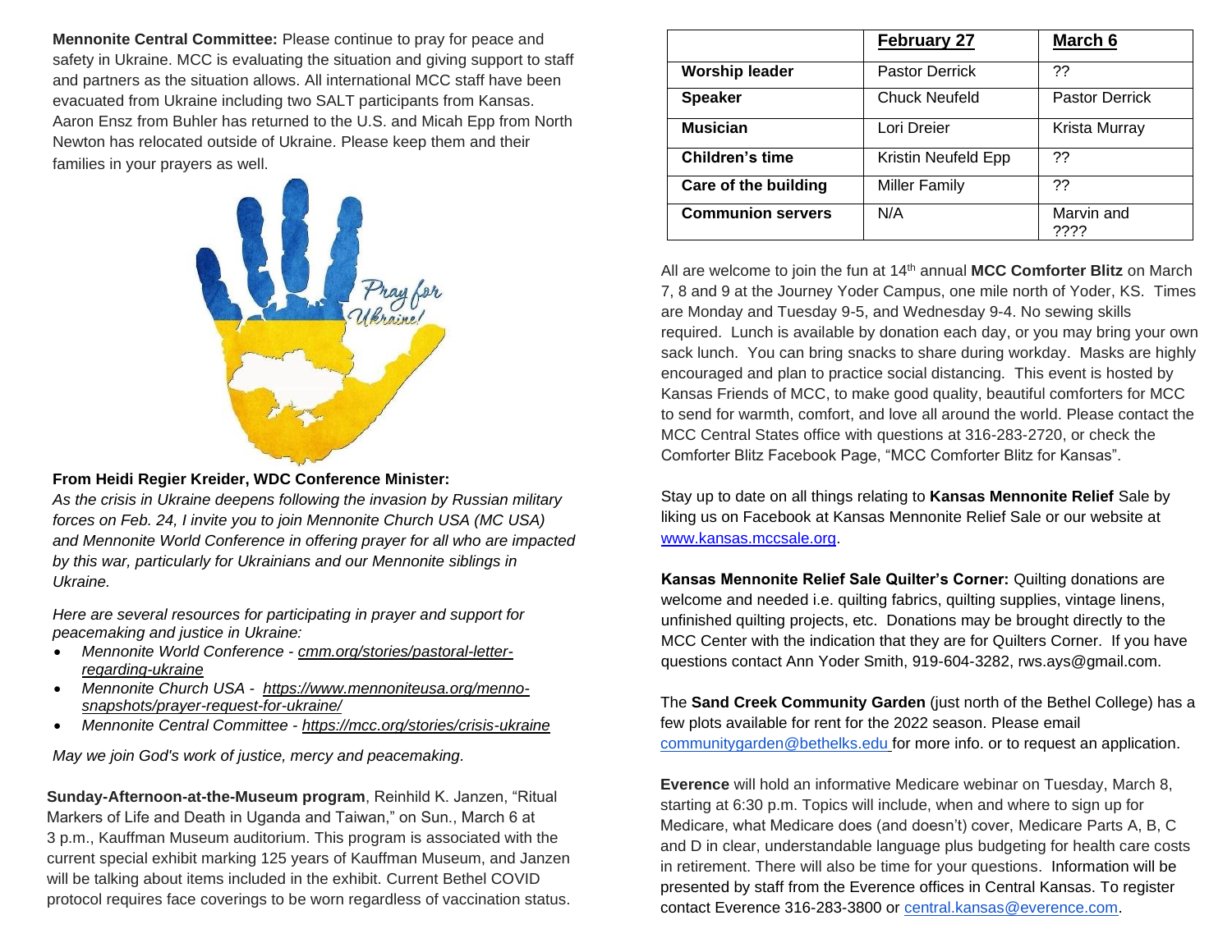**Mennonite Central Committee:** Please continue to pray for peace and safety in Ukraine. MCC is evaluating the situation and giving support to staff and partners as the situation allows. All international MCC staff have been evacuated from Ukraine including two SALT participants from Kansas. Aaron Ensz from Buhler has returned to the U.S. and Micah Epp from North Newton has relocated outside of Ukraine. Please keep them and their families in your prayers as well.

**From Heidi Regier Kreider, WDC Conference Minister:**

*As the crisis in Ukraine deepens following the invasion by Russian military forces on Feb. 24, I invite you to join Mennonite Church USA (MC USA) and Mennonite World Conference in offering prayer for all who are impacted by this war, particularly for Ukrainians and our Mennonite siblings in Ukraine.*

*Here are several resources for participating in prayer and support for peacemaking and justice in Ukraine:*

- *Mennonite World Conference - cmm.org/stories/pastoral-letter-regarding-ukraine*
- *Mennonite Church USA - https://www.mennoniteusa.org/menno-snapshots/prayer-request-for-ukraine/*
- *Mennonite Central Committee - https://mcc.org/stories/crisis-ukraine*

*May we join God's work of justice, mercy and peacemaking.*

**Sunday-Afternoon-at-the-Museum program**, Reinhild K. Janzen, "Ritual Markers of Life and Death in Uganda and Taiwan," on Sun., March 6 at 3 p.m., Kauffman Museum auditorium. This program is associated with the current special exhibit marking 125 years of Kauffman Museum, and Janzen will be talking about items included in the exhibit. Current Bethel COVID protocol requires face coverings to be worn regardless of vaccination status.

| | February 27 | March 6 |
|---|---|---|
| **Worship leader** | Pastor Derrick | ?? |
| **Speaker** | Chuck Neufeld | Pastor Derrick |
| **Musician** | Lori Dreier | Krista Murray |
| **Children's time** | Kristin Neufeld Epp | ?? |
| **Care of the building** | Miller Family | ?? |
| **Communion servers** | N/A | Marvin and ???? |

All are welcome to join the fun at 14th annual **MCC Comforter Blitz** on March 7, 8 and 9 at the Journey Yoder Campus, one mile north of Yoder, KS. Times are Monday and Tuesday 9-5, and Wednesday 9-4. No sewing skills required. Lunch is available by donation each day, or you may bring your own sack lunch. You can bring snacks to share during workday. Masks are highly encouraged and plan to practice social distancing. This event is hosted by Kansas Friends of MCC, to make good quality, beautiful comforters for MCC to send for warmth, comfort, and love all around the world. Please contact the MCC Central States office with questions at 316-283-2720, or check the Comforter Blitz Facebook Page, "MCC Comforter Blitz for Kansas".

Stay up to date on all things relating to **Kansas Mennonite Relief** Sale by liking us on Facebook at Kansas Mennonite Relief Sale or our website at www.kansas.mccsale.org.

**Kansas Mennonite Relief Sale Quilter's Corner:** Quilting donations are welcome and needed i.e. quilting fabrics, quilting supplies, vintage linens, unfinished quilting projects, etc. Donations may be brought directly to the MCC Center with the indication that they are for Quilters Corner. If you have questions contact Ann Yoder Smith, 919-604-3282, rws.ays@gmail.com.

The **Sand Creek Community Garden** (just north of the Bethel College) has a few plots available for rent for the 2022 season. Please email communitygarden@bethelks.edu for more info. or to request an application.

**Everence** will hold an informative Medicare webinar on Tuesday, March 8, starting at 6:30 p.m. Topics will include, when and where to sign up for Medicare, what Medicare does (and doesn't) cover, Medicare Parts A, B, C and D in clear, understandable language plus budgeting for health care costs in retirement. There will also be time for your questions. Information will be presented by staff from the Everence offices in Central Kansas. To register contact Everence 316-283-3800 or central.kansas@everence.com.